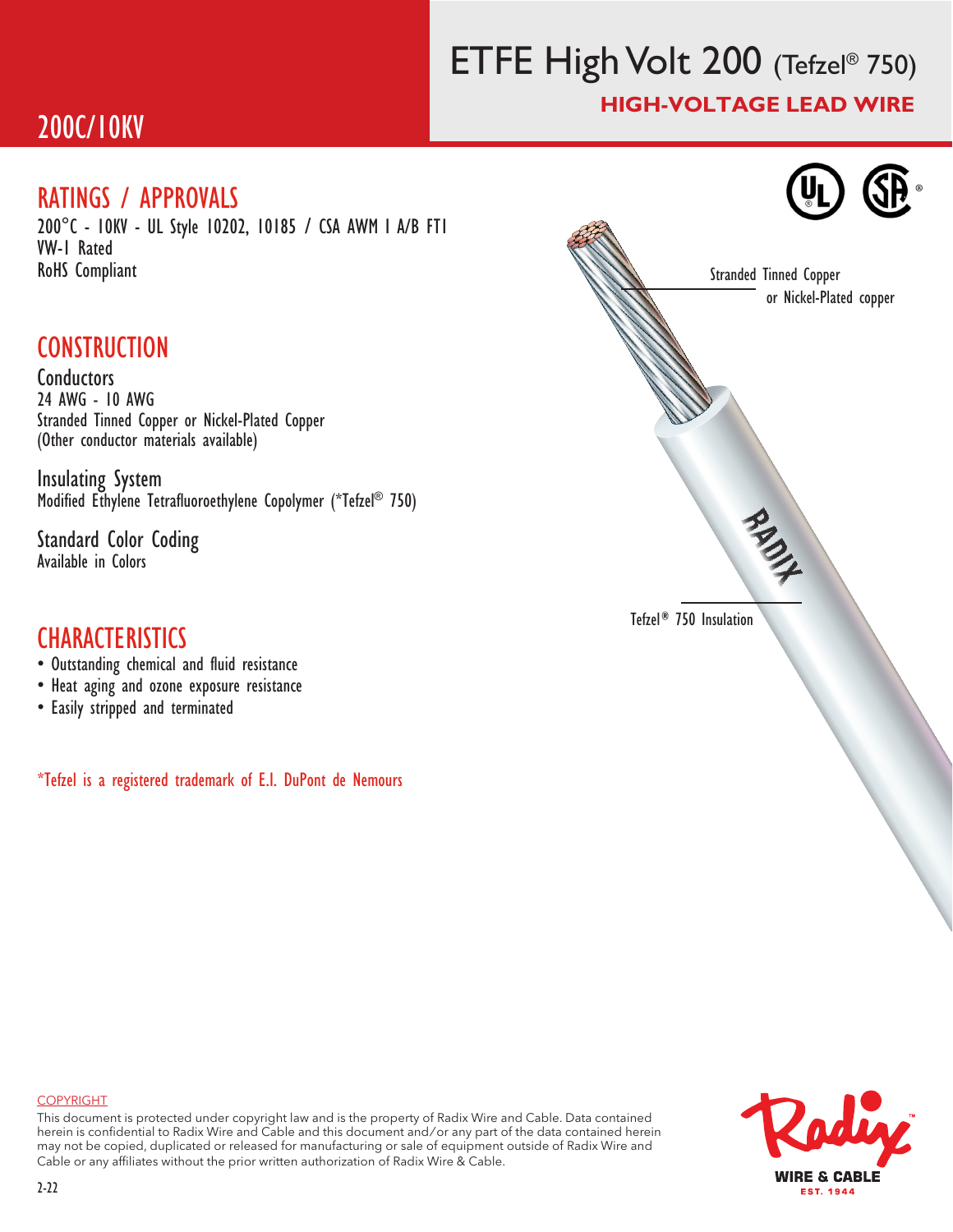# ETFE High Volt 200 (Tefzel® 750)

## HIGH-VOLTAGE LEAD WIRE

## 200C/10KV

## RATINGS / APPROVALS

200°C - 10KV - UL Style 10202, 10185 / CSA AWM I A/B FT1
VW-1 Rated
RoHS Compliant

## CONSTRUCTION

### Conductors

24 AWG - 10 AWG
Stranded Tinned Copper or Nickel-Plated Copper
(Other conductor materials available)

### Insulating System

Modified Ethylene Tetrafluoroethylene Copolymer (*Tefzel® 750)

### Standard Color Coding

Available in Colors

## CHARACTERISTICS

- Outstanding chemical and fluid resistance
- Heat aging and ozone exposure resistance
- Easily stripped and terminated

*Tefzel is a registered trademark of E.I. DuPont de Nemours

Stranded Tinned Copper or Nickel-Plated copper

Tefzel® 750 Insulation

COPYRIGHT

This document is protected under copyright law and is the property of Radix Wire and Cable. Data contained herein is confidential to Radix Wire and Cable and this document and/or any part of the data contained herein may not be copied, duplicated or released for manufacturing or sale of equipment outside of Radix Wire and Cable or any affiliates without the prior written authorization of Radix Wire & Cable.

2-22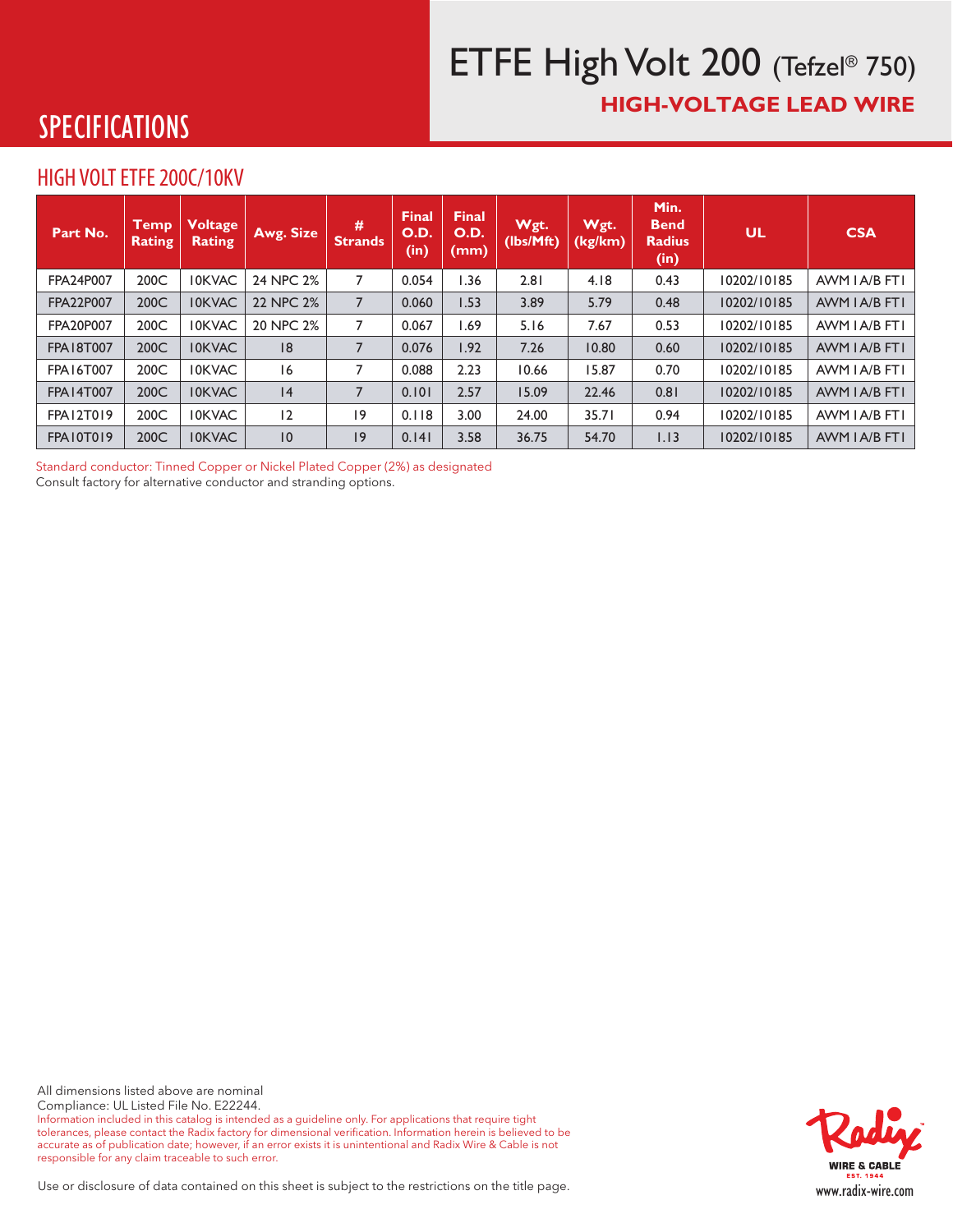# ETFE High Volt 200 (Tefzel® 750)

## HIGH-VOLTAGE LEAD WIRE

## SPECIFICATIONS

### HIGH VOLT ETFE 200C/10KV

| Part No. | Temp Rating | Voltage Rating | Awg. Size | # Strands | Final O.D. (in) | Final O.D. (mm) | Wgt. (lbs/Mft) | Wgt. (kg/km) | Min. Bend Radius (in) | UL | CSA |
|---|---|---|---|---|---|---|---|---|---|---|---|
| FPA24P007 | 200C | 10KVAC | 24 NPC 2% | 7 | 0.054 | 1.36 | 2.81 | 4.18 | 0.43 | 10202/10185 | AWM I A/B FT1 |
| FPA22P007 | 200C | 10KVAC | 22 NPC 2% | 7 | 0.060 | 1.53 | 3.89 | 5.79 | 0.48 | 10202/10185 | AWM I A/B FT1 |
| FPA20P007 | 200C | 10KVAC | 20 NPC 2% | 7 | 0.067 | 1.69 | 5.16 | 7.67 | 0.53 | 10202/10185 | AWM I A/B FT1 |
| FPA18T007 | 200C | 10KVAC | 18 | 7 | 0.076 | 1.92 | 7.26 | 10.80 | 0.60 | 10202/10185 | AWM I A/B FT1 |
| FPA16T007 | 200C | 10KVAC | 16 | 7 | 0.088 | 2.23 | 10.66 | 15.87 | 0.70 | 10202/10185 | AWM I A/B FT1 |
| FPA14T007 | 200C | 10KVAC | 14 | 7 | 0.101 | 2.57 | 15.09 | 22.46 | 0.81 | 10202/10185 | AWM I A/B FT1 |
| FPA12T019 | 200C | 10KVAC | 12 | 19 | 0.118 | 3.00 | 24.00 | 35.71 | 0.94 | 10202/10185 | AWM I A/B FT1 |
| FPA10T019 | 200C | 10KVAC | 10 | 19 | 0.141 | 3.58 | 36.75 | 54.70 | 1.13 | 10202/10185 | AWM I A/B FT1 |

Standard conductor: Tinned Copper or Nickel Plated Copper (2%) as designated
Consult factory for alternative conductor and stranding options.

All dimensions listed above are nominal
Compliance: UL Listed File No. E22244.
Information included in this catalog is intended as a guideline only. For applications that require tight tolerances, please contact the Radix factory for dimensional verification. Information herein is believed to be accurate as of publication date; however, if an error exists it is unintentional and Radix Wire & Cable is not responsible for any claim traceable to such error.

Use or disclosure of data contained on this sheet is subject to the restrictions on the title page.

Radix WIRE & CABLE EST. 1944
www.radix-wire.com